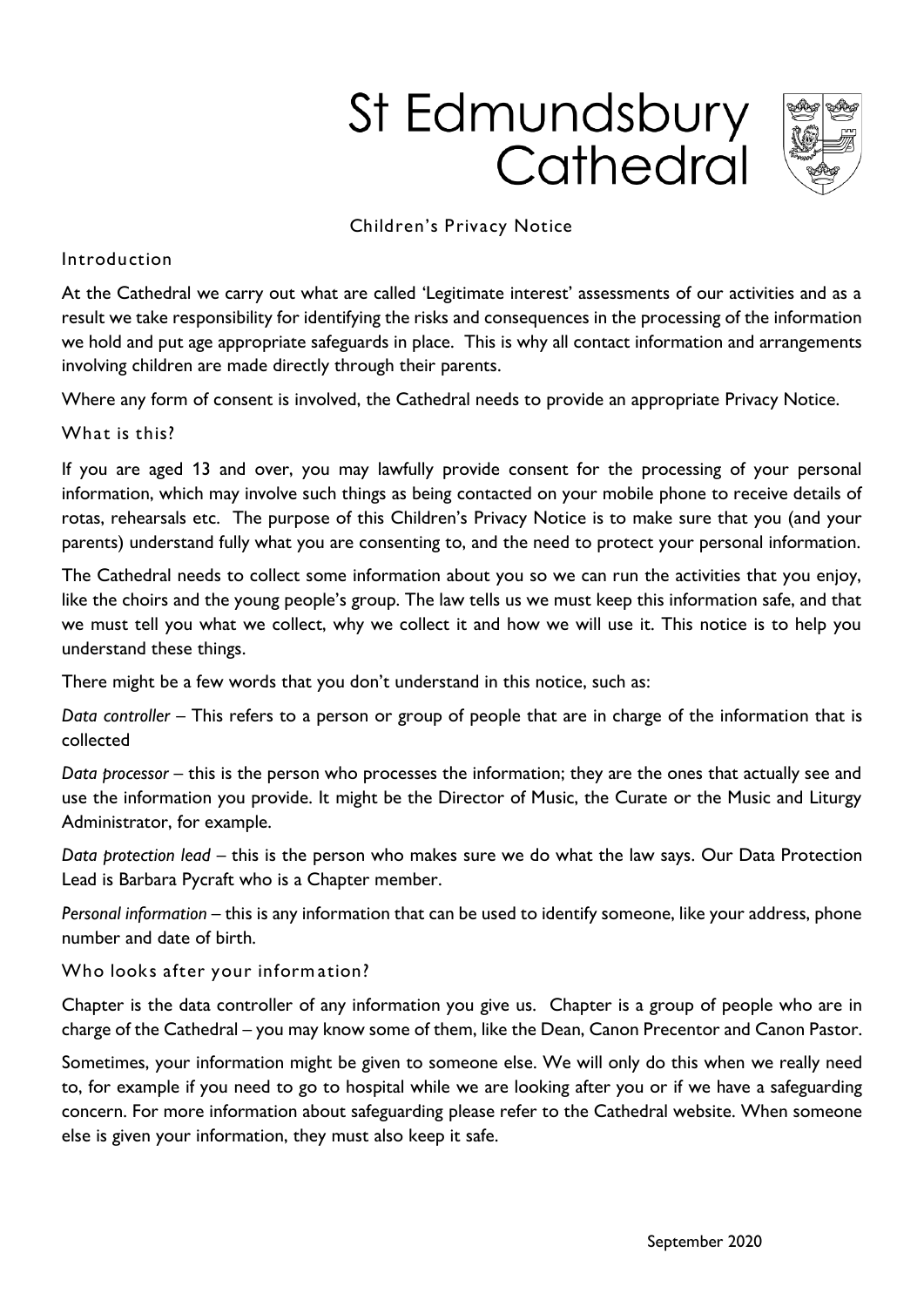# St Edmundsbury Cathedral

## Children's Privacy Notice

### Introduction

At the Cathedral we carry out what are called 'Legitimate interest' assessments of our activities and as a result we take responsibility for identifying the risks and consequences in the processing of the information we hold and put age appropriate safeguards in place. This is why all contact information and arrangements involving children are made directly through their parents.

Where any form of consent is involved, the Cathedral needs to provide an appropriate Privacy Notice.

### What is this?

If you are aged 13 and over, you may lawfully provide consent for the processing of your personal information, which may involve such things as being contacted on your mobile phone to receive details of rotas, rehearsals etc. The purpose of this Children's Privacy Notice is to make sure that you (and your parents) understand fully what you are consenting to, and the need to protect your personal information.

The Cathedral needs to collect some information about you so we can run the activities that you enjoy, like the choirs and the young people's group. The law tells us we must keep this information safe, and that we must tell you what we collect, why we collect it and how we will use it. This notice is to help you understand these things.

There might be a few words that you don't understand in this notice, such as:

*Data controller* – This refers to a person or group of people that are in charge of the information that is collected

*Data processor* – this is the person who processes the information; they are the ones that actually see and use the information you provide. It might be the Director of Music, the Curate or the Music and Liturgy Administrator, for example.

*Data protection lead* – this is the person who makes sure we do what the law says. Our Data Protection Lead is Barbara Pycraft who is a Chapter member.

*Personal information* – this is any information that can be used to identify someone, like your address, phone number and date of birth.

### Who looks after your information?

Chapter is the data controller of any information you give us. Chapter is a group of people who are in charge of the Cathedral – you may know some of them, like the Dean, Canon Precentor and Canon Pastor.

Sometimes, your information might be given to someone else. We will only do this when we really need to, for example if you need to go to hospital while we are looking after you or if we have a safeguarding concern. For more information about safeguarding please refer to the Cathedral website. When someone else is given your information, they must also keep it safe.

September 2020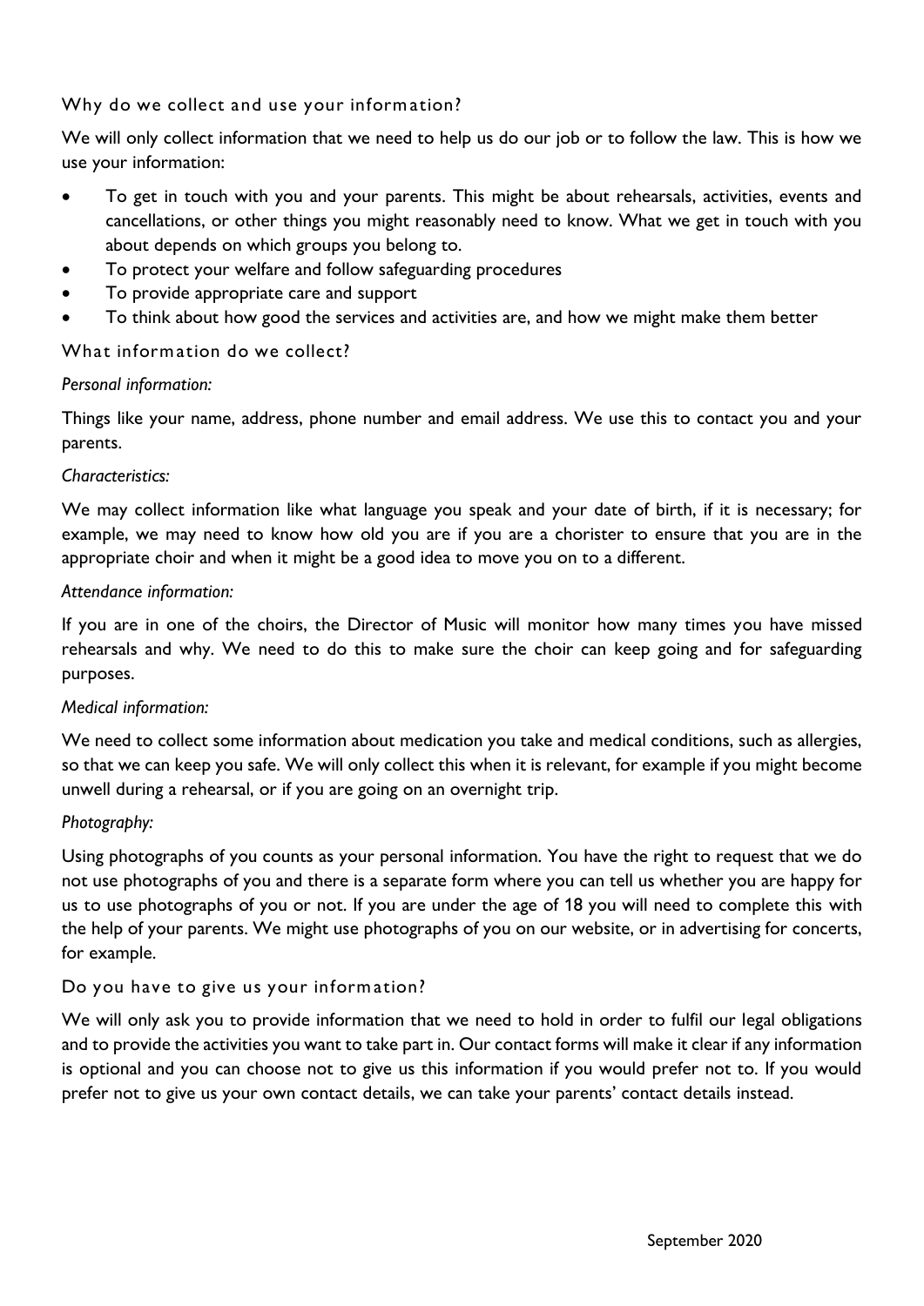## Why do we collect and use your information?

We will only collect information that we need to help us do our job or to follow the law. This is how we use your information:

- To get in touch with you and your parents. This might be about rehearsals, activities, events and cancellations, or other things you might reasonably need to know. What we get in touch with you about depends on which groups you belong to.
- To protect your welfare and follow safeguarding procedures
- To provide appropriate care and support
- To think about how good the services and activities are, and how we might make them better

## What information do we collect?

*Personal information:*

Things like your name, address, phone number and email address. We use this to contact you and your parents.

*Characteristics:*

We may collect information like what language you speak and your date of birth, if it is necessary; for example, we may need to know how old you are if you are a chorister to ensure that you are in the appropriate choir and when it might be a good idea to move you on to a different.

*Attendance information:*

If you are in one of the choirs, the Director of Music will monitor how many times you have missed rehearsals and why. We need to do this to make sure the choir can keep going and for safeguarding purposes.

*Medical information:*

We need to collect some information about medication you take and medical conditions, such as allergies, so that we can keep you safe. We will only collect this when it is relevant, for example if you might become unwell during a rehearsal, or if you are going on an overnight trip.

*Photography:*

Using photographs of you counts as your personal information. You have the right to request that we do not use photographs of you and there is a separate form where you can tell us whether you are happy for us to use photographs of you or not. If you are under the age of 18 you will need to complete this with the help of your parents. We might use photographs of you on our website, or in advertising for concerts, for example.

## Do you have to give us your information?

We will only ask you to provide information that we need to hold in order to fulfil our legal obligations and to provide the activities you want to take part in. Our contact forms will make it clear if any information is optional and you can choose not to give us this information if you would prefer not to. If you would prefer not to give us your own contact details, we can take your parents' contact details instead.

September 2020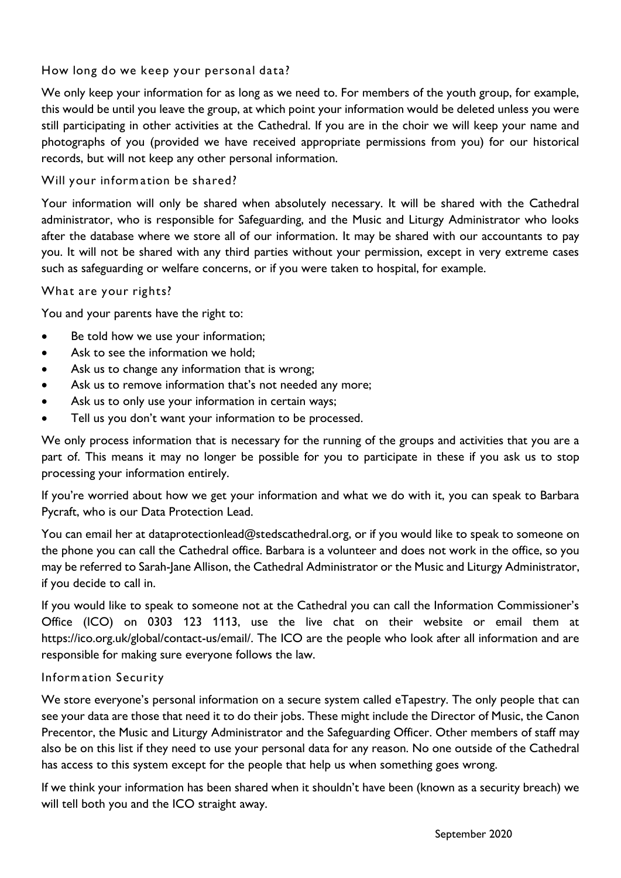## How long do we keep your personal data?

We only keep your information for as long as we need to. For members of the youth group, for example, this would be until you leave the group, at which point your information would be deleted unless you were still participating in other activities at the Cathedral. If you are in the choir we will keep your name and photographs of you (provided we have received appropriate permissions from you) for our historical records, but will not keep any other personal information.

## Will your information be shared?

Your information will only be shared when absolutely necessary. It will be shared with the Cathedral administrator, who is responsible for Safeguarding, and the Music and Liturgy Administrator who looks after the database where we store all of our information. It may be shared with our accountants to pay you. It will not be shared with any third parties without your permission, except in very extreme cases such as safeguarding or welfare concerns, or if you were taken to hospital, for example.

## What are your rights?

You and your parents have the right to:

- Be told how we use your information;
- Ask to see the information we hold;
- Ask us to change any information that is wrong;
- Ask us to remove information that's not needed any more;
- Ask us to only use your information in certain ways;
- Tell us you don't want your information to be processed.

We only process information that is necessary for the running of the groups and activities that you are a part of. This means it may no longer be possible for you to participate in these if you ask us to stop processing your information entirely.

If you're worried about how we get your information and what we do with it, you can speak to Barbara Pycraft, who is our Data Protection Lead.

You can email her at dataprotectionlead@stedscathedral.org, or if you would like to speak to someone on the phone you can call the Cathedral office. Barbara is a volunteer and does not work in the office, so you may be referred to Sarah-Jane Allison, the Cathedral Administrator or the Music and Liturgy Administrator, if you decide to call in.

If you would like to speak to someone not at the Cathedral you can call the Information Commissioner's Office (ICO) on 0303 123 1113, use the live chat on their website or email them at https://ico.org.uk/global/contact-us/email/. The ICO are the people who look after all information and are responsible for making sure everyone follows the law.

## Information Security

We store everyone's personal information on a secure system called eTapestry. The only people that can see your data are those that need it to do their jobs. These might include the Director of Music, the Canon Precentor, the Music and Liturgy Administrator and the Safeguarding Officer. Other members of staff may also be on this list if they need to use your personal data for any reason. No one outside of the Cathedral has access to this system except for the people that help us when something goes wrong.

If we think your information has been shared when it shouldn't have been (known as a security breach) we will tell both you and the ICO straight away.

September 2020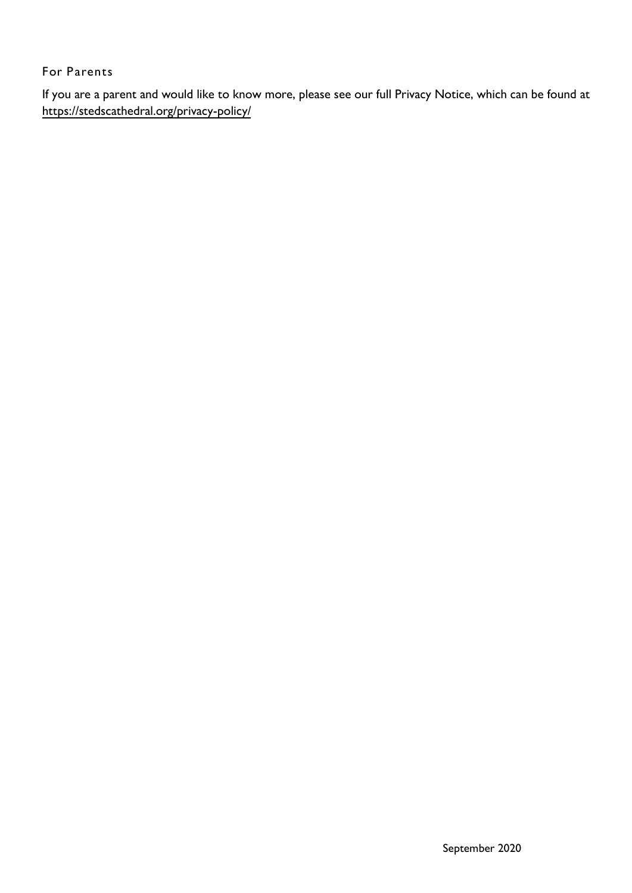### For Parents

If you are a parent and would like to know more, please see our full Privacy Notice, which can be found at https://stedscathedral.org/privacy-policy/

September 2020